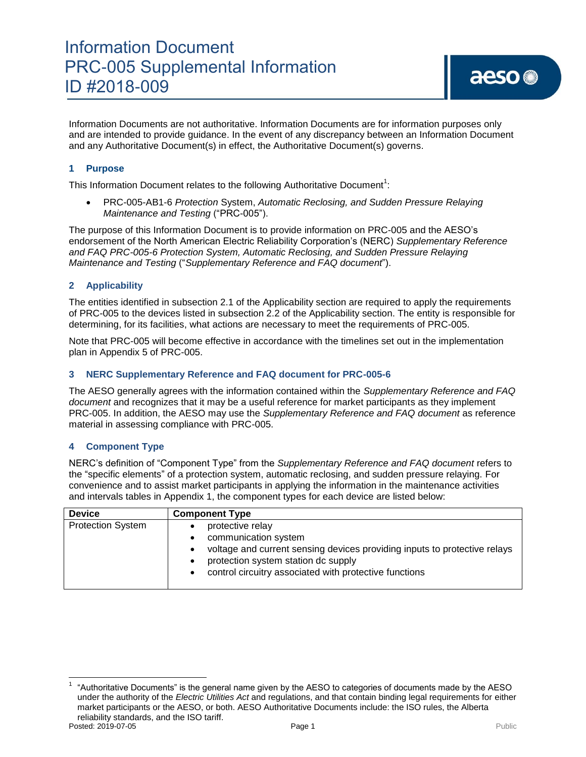# Information Document
# PRC-005 Supplemental Information
# ID #2018-009

Information Documents are not authoritative. Information Documents are for information purposes only and are intended to provide guidance. In the event of any discrepancy between an Information Document and any Authoritative Document(s) in effect, the Authoritative Document(s) governs.

## 1 Purpose

This Information Document relates to the following Authoritative Document[1]:

- PRC-005-AB1-6 *Protection* System, *Automatic Reclosing, and Sudden Pressure Relaying Maintenance and Testing* ("PRC-005").

The purpose of this Information Document is to provide information on PRC-005 and the AESO's endorsement of the North American Electric Reliability Corporation's (NERC) *Supplementary Reference and FAQ PRC-005-6 Protection System, Automatic Reclosing, and Sudden Pressure Relaying Maintenance and Testing* ("*Supplementary Reference and FAQ document*").

## 2 Applicability

The entities identified in subsection 2.1 of the Applicability section are required to apply the requirements of PRC-005 to the devices listed in subsection 2.2 of the Applicability section. The entity is responsible for determining, for its facilities, what actions are necessary to meet the requirements of PRC-005.

Note that PRC-005 will become effective in accordance with the timelines set out in the implementation plan in Appendix 5 of PRC-005.

## 3 NERC Supplementary Reference and FAQ document for PRC-005-6

The AESO generally agrees with the information contained within the *Supplementary Reference and FAQ document* and recognizes that it may be a useful reference for market participants as they implement PRC-005. In addition, the AESO may use the *Supplementary Reference and FAQ document* as reference material in assessing compliance with PRC-005.

## 4 Component Type

NERC's definition of "Component Type" from the *Supplementary Reference and FAQ document* refers to the "specific elements" of a protection system, automatic reclosing, and sudden pressure relaying. For convenience and to assist market participants in applying the information in the maintenance activities and intervals tables in Appendix 1, the component types for each device are listed below:

| Device | Component Type |
|---|---|
| Protection System | • protective relay<br>• communication system<br>• voltage and current sensing devices providing inputs to protective relays<br>• protection system station dc supply<br>• control circuitry associated with protective functions |

[1] "Authoritative Documents" is the general name given by the AESO to categories of documents made by the AESO under the authority of the *Electric Utilities Act* and regulations, and that contain binding legal requirements for either market participants or the AESO, or both. AESO Authoritative Documents include: the ISO rules, the Alberta reliability standards, and the ISO tariff.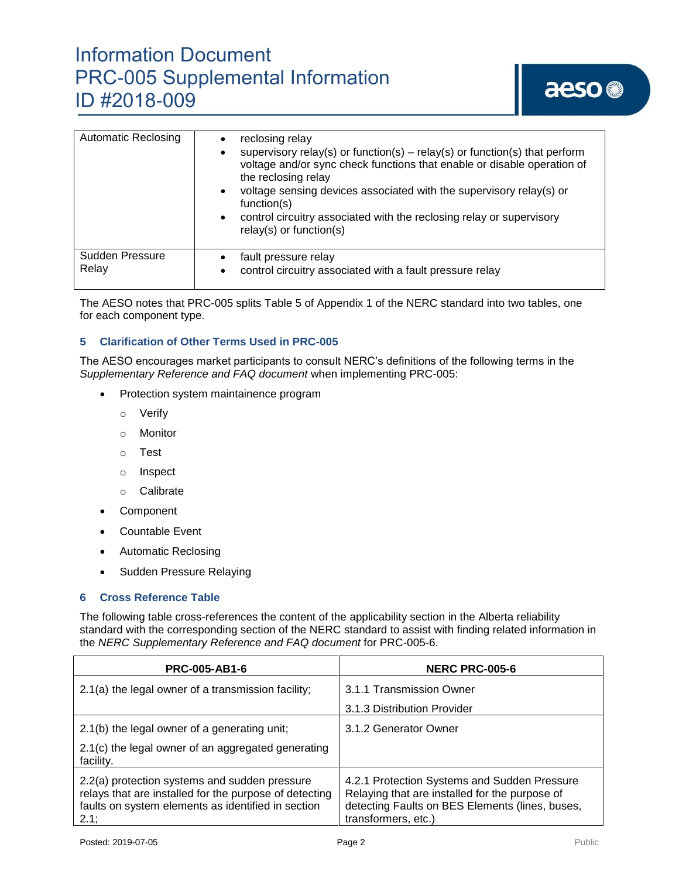| Automatic Reclosing | • reclosing relay<br>• supervisory relay(s) or function(s) – relay(s) or function(s) that perform voltage and/or sync check functions that enable or disable operation of the reclosing relay<br>• voltage sensing devices associated with the supervisory relay(s) or function(s)<br>• control circuitry associated with the reclosing relay or supervisory relay(s) or function(s) |
|---|---|
| Sudden Pressure Relay | • fault pressure relay<br>• control circuitry associated with a fault pressure relay |

The AESO notes that PRC-005 splits Table 5 of Appendix 1 of the NERC standard into two tables, one for each component type.

## 5 Clarification of Other Terms Used in PRC-005

The AESO encourages market participants to consult NERC's definitions of the following terms in the *Supplementary Reference and FAQ document* when implementing PRC-005:

- Protection system maintainence program
  - Verify
  - Monitor
  - Test
  - Inspect
  - Calibrate
- Component
- Countable Event
- Automatic Reclosing
- Sudden Pressure Relaying

## 6 Cross Reference Table

The following table cross-references the content of the applicability section in the Alberta reliability standard with the corresponding section of the NERC standard to assist with finding related information in the *NERC Supplementary Reference and FAQ document* for PRC-005-6.

| PRC-005-AB1-6 | NERC PRC-005-6 |
|---|---|
| 2.1(a) the legal owner of a transmission facility; | 3.1.1 Transmission Owner<br>3.1.3 Distribution Provider |
| 2.1(b) the legal owner of a generating unit;<br>2.1(c) the legal owner of an aggregated generating facility. | 3.1.2 Generator Owner |
| 2.2(a) protection systems and sudden pressure relays that are installed for the purpose of detecting faults on system elements as identified in section 2.1; | 4.2.1 Protection Systems and Sudden Pressure Relaying that are installed for the purpose of detecting Faults on BES Elements (lines, buses, transformers, etc.) |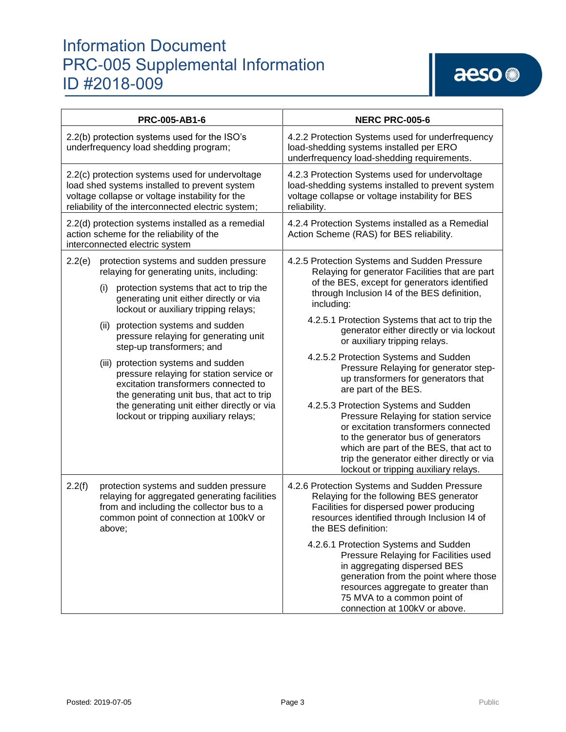| PRC-005-AB1-6 | NERC PRC-005-6 |
|---|---|
| 2.2(b) protection systems used for the ISO's underfrequency load shedding program; | 4.2.2 Protection Systems used for underfrequency load-shedding systems installed per ERO underfrequency load-shedding requirements. |
| 2.2(c) protection systems used for undervoltage load shed systems installed to prevent system voltage collapse or voltage instability for the reliability of the interconnected electric system; | 4.2.3 Protection Systems used for undervoltage load-shedding systems installed to prevent system voltage collapse or voltage instability for BES reliability. |
| 2.2(d) protection systems installed as a remedial action scheme for the reliability of the interconnected electric system | 4.2.4 Protection Systems installed as a Remedial Action Scheme (RAS) for BES reliability. |
| 2.2(e) protection systems and sudden pressure relaying for generating units, including:<br>(i) protection systems that act to trip the generating unit either directly or via lockout or auxiliary tripping relays;<br>(ii) protection systems and sudden pressure relaying for generating unit step-up transformers; and<br>(iii) protection systems and sudden pressure relaying for station service or excitation transformers connected to the generating unit bus, that act to trip the generating unit either directly or via lockout or tripping auxiliary relays; | 4.2.5 Protection Systems and Sudden Pressure Relaying for generator Facilities that are part of the BES, except for generators identified through Inclusion I4 of the BES definition, including:<br>4.2.5.1 Protection Systems that act to trip the generator either directly or via lockout or auxiliary tripping relays.<br>4.2.5.2 Protection Systems and Sudden Pressure Relaying for generator step-up transformers for generators that are part of the BES.<br>4.2.5.3 Protection Systems and Sudden Pressure Relaying for station service or excitation transformers connected to the generator bus of generators which are part of the BES, that act to trip the generator either directly or via lockout or tripping auxiliary relays. |
| 2.2(f) protection systems and sudden pressure relaying for aggregated generating facilities from and including the collector bus to a common point of connection at 100kV or above; | 4.2.6 Protection Systems and Sudden Pressure Relaying for the following BES generator Facilities for dispersed power producing resources identified through Inclusion I4 of the BES definition:<br>4.2.6.1 Protection Systems and Sudden Pressure Relaying for Facilities used in aggregating dispersed BES generation from the point where those resources aggregate to greater than 75 MVA to a common point of connection at 100kV or above. |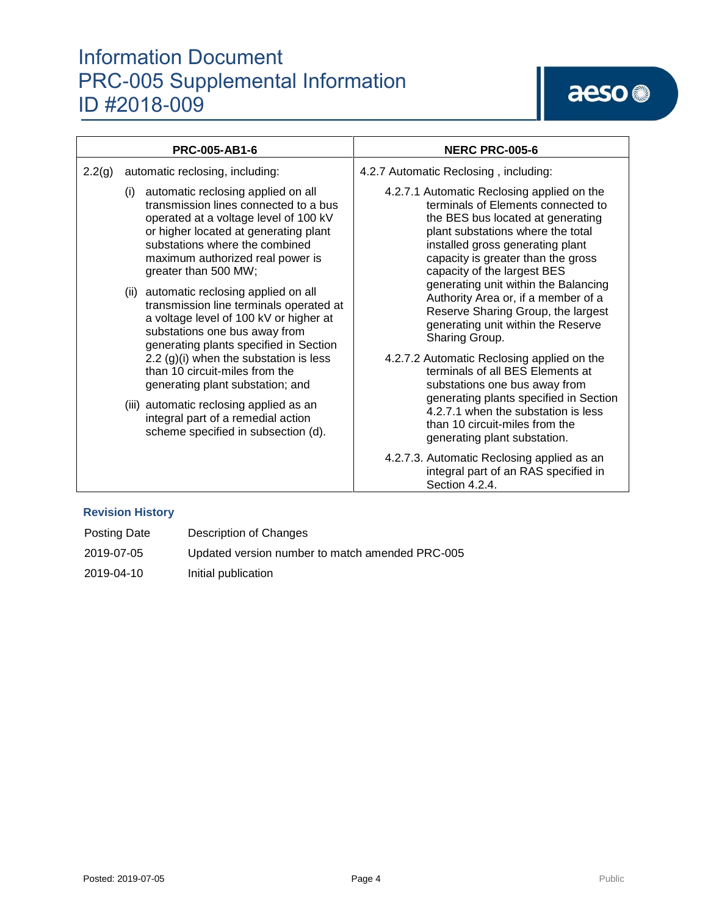| PRC-005-AB1-6 | NERC PRC-005-6 |
|---|---|
| 2.2(g) automatic reclosing, including:<br><br>(i) automatic reclosing applied on all transmission lines connected to a bus operated at a voltage level of 100 kV or higher located at generating plant substations where the combined maximum authorized real power is greater than 500 MW;<br><br>(ii) automatic reclosing applied on all transmission line terminals operated at a voltage level of 100 kV or higher at substations one bus away from generating plants specified in Section 2.2 (g)(i) when the substation is less than 10 circuit-miles from the generating plant substation; and<br><br>(iii) automatic reclosing applied as an integral part of a remedial action scheme specified in subsection (d). | 4.2.7 Automatic Reclosing , including:<br><br>4.2.7.1 Automatic Reclosing applied on the terminals of Elements connected to the BES bus located at generating plant substations where the total installed gross generating plant capacity is greater than the gross capacity of the largest BES generating unit within the Balancing Authority Area or, if a member of a Reserve Sharing Group, the largest generating unit within the Reserve Sharing Group.<br><br>4.2.7.2 Automatic Reclosing applied on the terminals of all BES Elements at substations one bus away from generating plants specified in Section 4.2.7.1 when the substation is less than 10 circuit-miles from the generating plant substation.<br><br>4.2.7.3. Automatic Reclosing applied as an integral part of an RAS specified in Section 4.2.4. |

## Revision History

| Posting Date | Description of Changes |
|---|---|
| 2019-07-05 | Updated version number to match amended PRC-005 |
| 2019-04-10 | Initial publication |